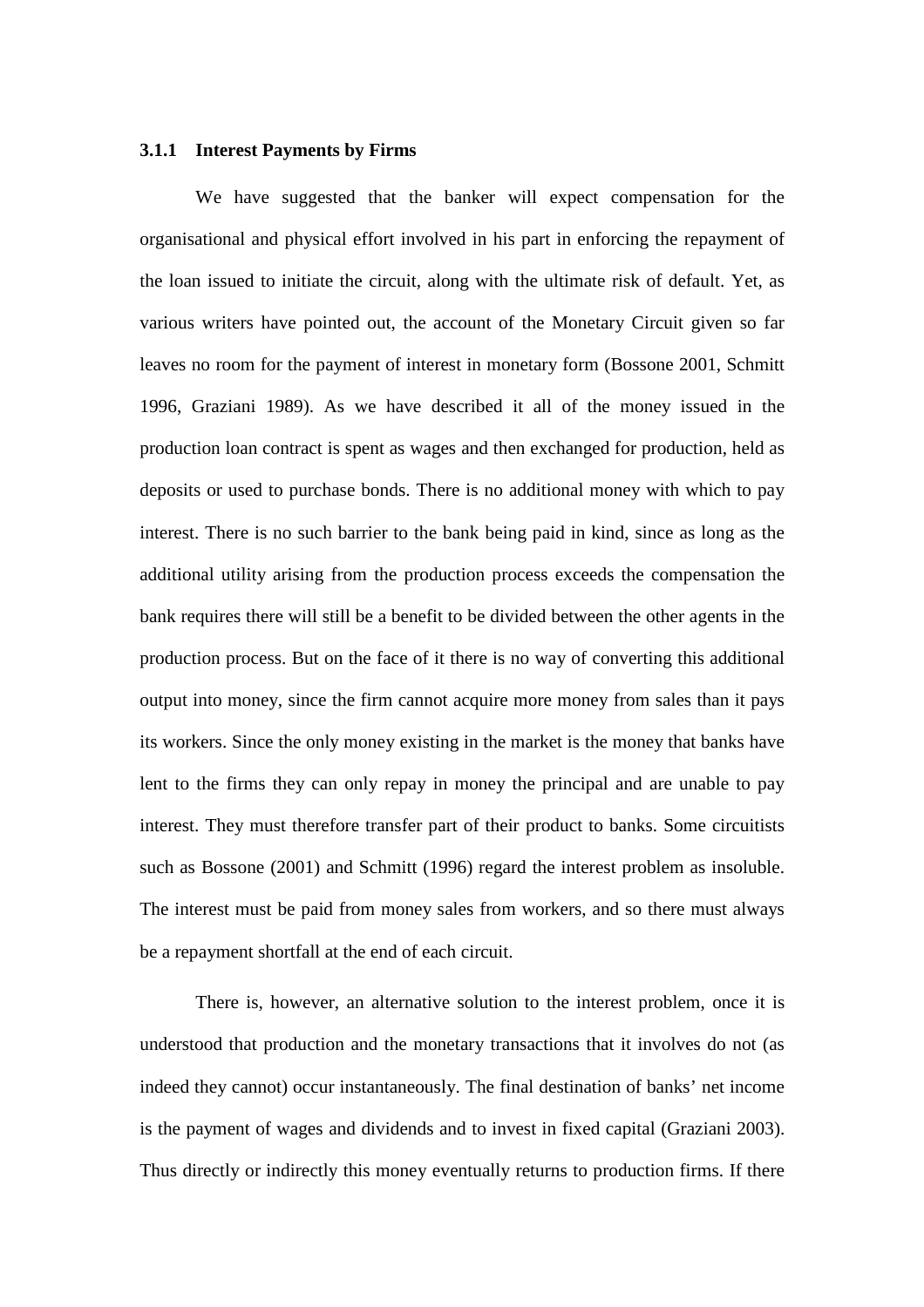### 3.1.1 Interest Payments by Firms

We have suggested that the banker will expect compensation for the organisational and physical effort involved in his part in enforcing the repayment of the loan issued to initiate the circuit, along with the ultimate risk of default. Yet, as various writers have pointed out, the account of the Monetary Circuit given so far leaves no room for the payment of interest in monetary form (Bossone 2001, Schmitt 1996, Graziani 1989). As we have described it all of the money issued in the production loan contract is spent as wages and then exchanged for production, held as deposits or used to purchase bonds. There is no additional money with which to pay interest. There is no such barrier to the bank being paid in kind, since as long as the additional utility arising from the production process exceeds the compensation the bank requires there will still be a benefit to be divided between the other agents in the production process. But on the face of it there is no way of converting this additional output into money, since the firm cannot acquire more money from sales than it pays its workers. Since the only money existing in the market is the money that banks have lent to the firms they can only repay in money the principal and are unable to pay interest. They must therefore transfer part of their product to banks. Some circuitists such as Bossone (2001) and Schmitt (1996) regard the interest problem as insoluble. The interest must be paid from money sales from workers, and so there must always be a repayment shortfall at the end of each circuit.

There is, however, an alternative solution to the interest problem, once it is understood that production and the monetary transactions that it involves do not (as indeed they cannot) occur instantaneously. The final destination of banks' net income is the payment of wages and dividends and to invest in fixed capital (Graziani 2003). Thus directly or indirectly this money eventually returns to production firms. If there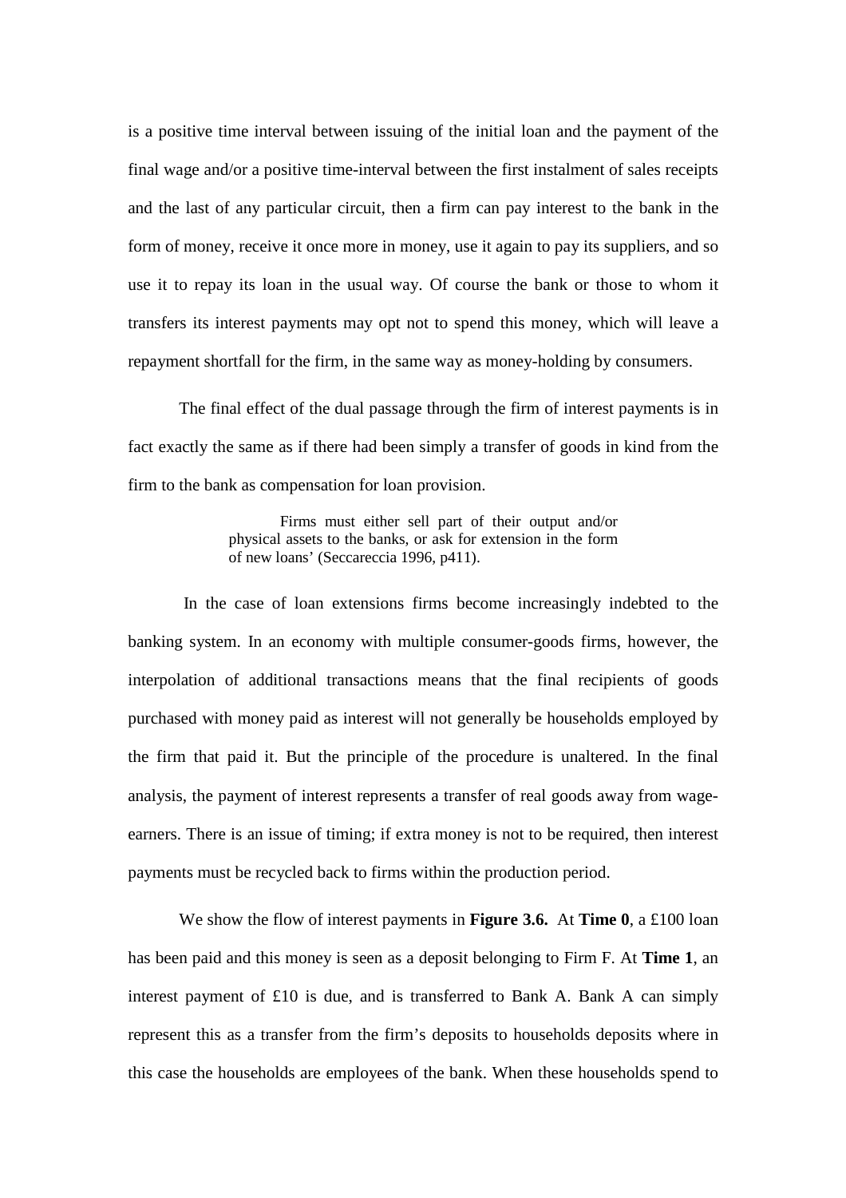is a positive time interval between issuing of the initial loan and the payment of the final wage and/or a positive time-interval between the first instalment of sales receipts and the last of any particular circuit, then a firm can pay interest to the bank in the form of money, receive it once more in money, use it again to pay its suppliers, and so use it to repay its loan in the usual way. Of course the bank or those to whom it transfers its interest payments may opt not to spend this money, which will leave a repayment shortfall for the firm, in the same way as money-holding by consumers.

The final effect of the dual passage through the firm of interest payments is in fact exactly the same as if there had been simply a transfer of goods in kind from the firm to the bank as compensation for loan provision.

> Firms must either sell part of their output and/or physical assets to the banks, or ask for extension in the form of new loans' (Seccareccia 1996, p411).

In the case of loan extensions firms become increasingly indebted to the banking system. In an economy with multiple consumer-goods firms, however, the interpolation of additional transactions means that the final recipients of goods purchased with money paid as interest will not generally be households employed by the firm that paid it. But the principle of the procedure is unaltered. In the final analysis, the payment of interest represents a transfer of real goods away from wage-earners. There is an issue of timing; if extra money is not to be required, then interest payments must be recycled back to firms within the production period.

We show the flow of interest payments in **Figure 3.6.** At **Time 0**, a £100 loan has been paid and this money is seen as a deposit belonging to Firm F. At **Time 1**, an interest payment of £10 is due, and is transferred to Bank A. Bank A can simply represent this as a transfer from the firm's deposits to households deposits where in this case the households are employees of the bank. When these households spend to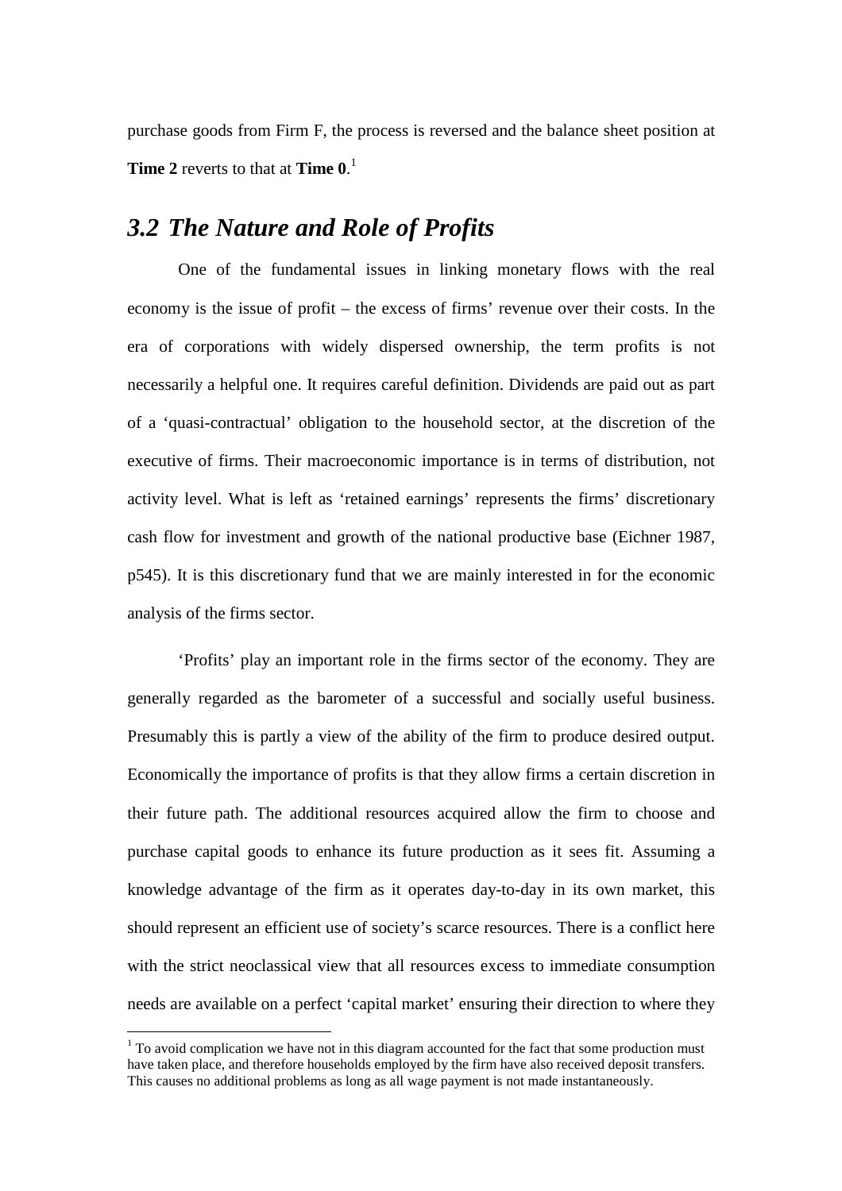purchase goods from Firm F, the process is reversed and the balance sheet position at **Time 2** reverts to that at **Time 0**.[1]

## *3.2 The Nature and Role of Profits*

One of the fundamental issues in linking monetary flows with the real economy is the issue of profit – the excess of firms' revenue over their costs. In the era of corporations with widely dispersed ownership, the term profits is not necessarily a helpful one. It requires careful definition. Dividends are paid out as part of a 'quasi-contractual' obligation to the household sector, at the discretion of the executive of firms. Their macroeconomic importance is in terms of distribution, not activity level. What is left as 'retained earnings' represents the firms' discretionary cash flow for investment and growth of the national productive base (Eichner 1987, p545). It is this discretionary fund that we are mainly interested in for the economic analysis of the firms sector.

'Profits' play an important role in the firms sector of the economy. They are generally regarded as the barometer of a successful and socially useful business. Presumably this is partly a view of the ability of the firm to produce desired output. Economically the importance of profits is that they allow firms a certain discretion in their future path. The additional resources acquired allow the firm to choose and purchase capital goods to enhance its future production as it sees fit. Assuming a knowledge advantage of the firm as it operates day-to-day in its own market, this should represent an efficient use of society's scarce resources. There is a conflict here with the strict neoclassical view that all resources excess to immediate consumption needs are available on a perfect 'capital market' ensuring their direction to where they

[1] To avoid complication we have not in this diagram accounted for the fact that some production must have taken place, and therefore households employed by the firm have also received deposit transfers. This causes no additional problems as long as all wage payment is not made instantaneously.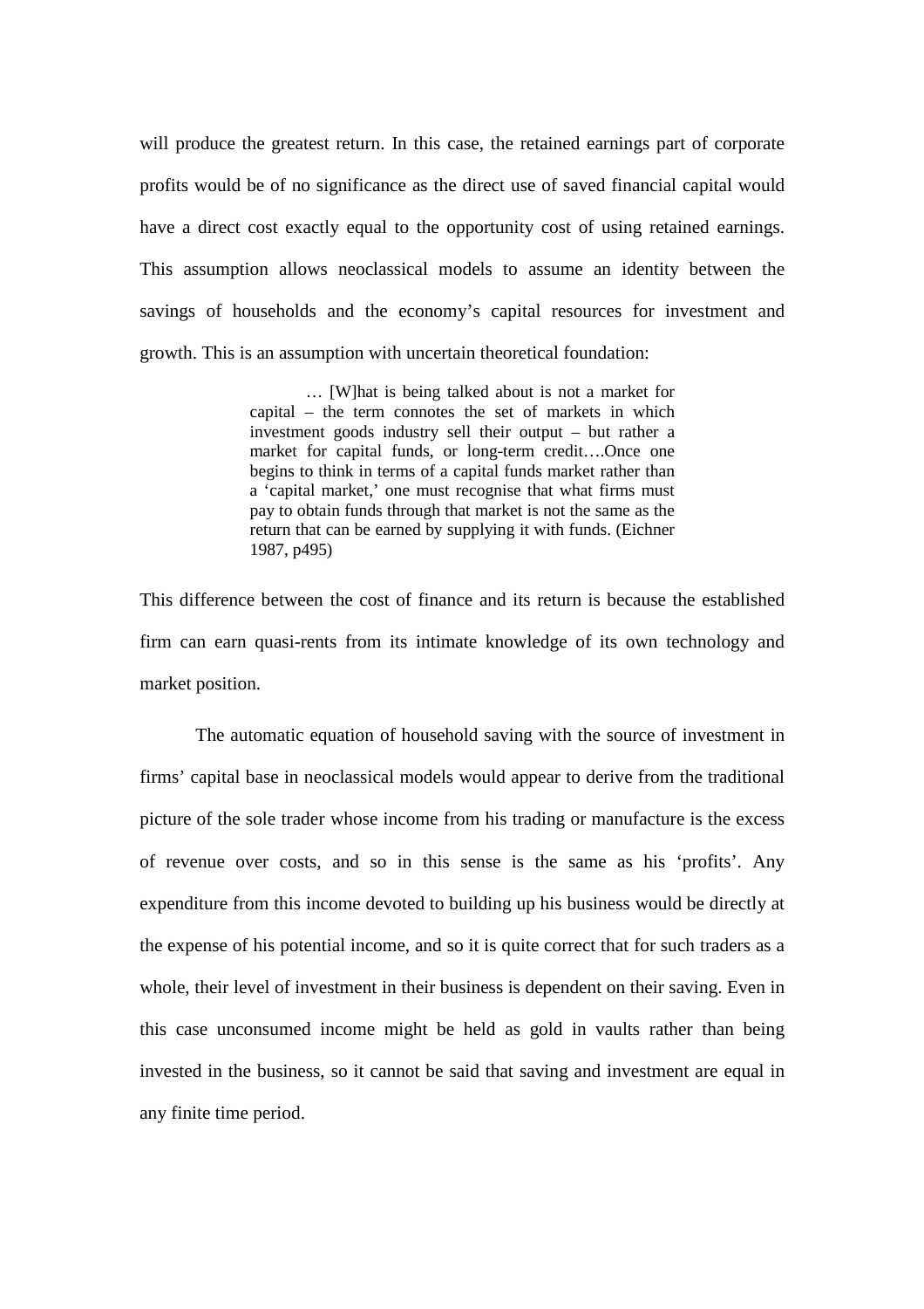will produce the greatest return. In this case, the retained earnings part of corporate profits would be of no significance as the direct use of saved financial capital would have a direct cost exactly equal to the opportunity cost of using retained earnings. This assumption allows neoclassical models to assume an identity between the savings of households and the economy's capital resources for investment and growth. This is an assumption with uncertain theoretical foundation:

> … [W]hat is being talked about is not a market for capital – the term connotes the set of markets in which investment goods industry sell their output – but rather a market for capital funds, or long-term credit….Once one begins to think in terms of a capital funds market rather than a 'capital market,' one must recognise that what firms must pay to obtain funds through that market is not the same as the return that can be earned by supplying it with funds. (Eichner 1987, p495)

This difference between the cost of finance and its return is because the established firm can earn quasi-rents from its intimate knowledge of its own technology and market position.

The automatic equation of household saving with the source of investment in firms' capital base in neoclassical models would appear to derive from the traditional picture of the sole trader whose income from his trading or manufacture is the excess of revenue over costs, and so in this sense is the same as his 'profits'. Any expenditure from this income devoted to building up his business would be directly at the expense of his potential income, and so it is quite correct that for such traders as a whole, their level of investment in their business is dependent on their saving. Even in this case unconsumed income might be held as gold in vaults rather than being invested in the business, so it cannot be said that saving and investment are equal in any finite time period.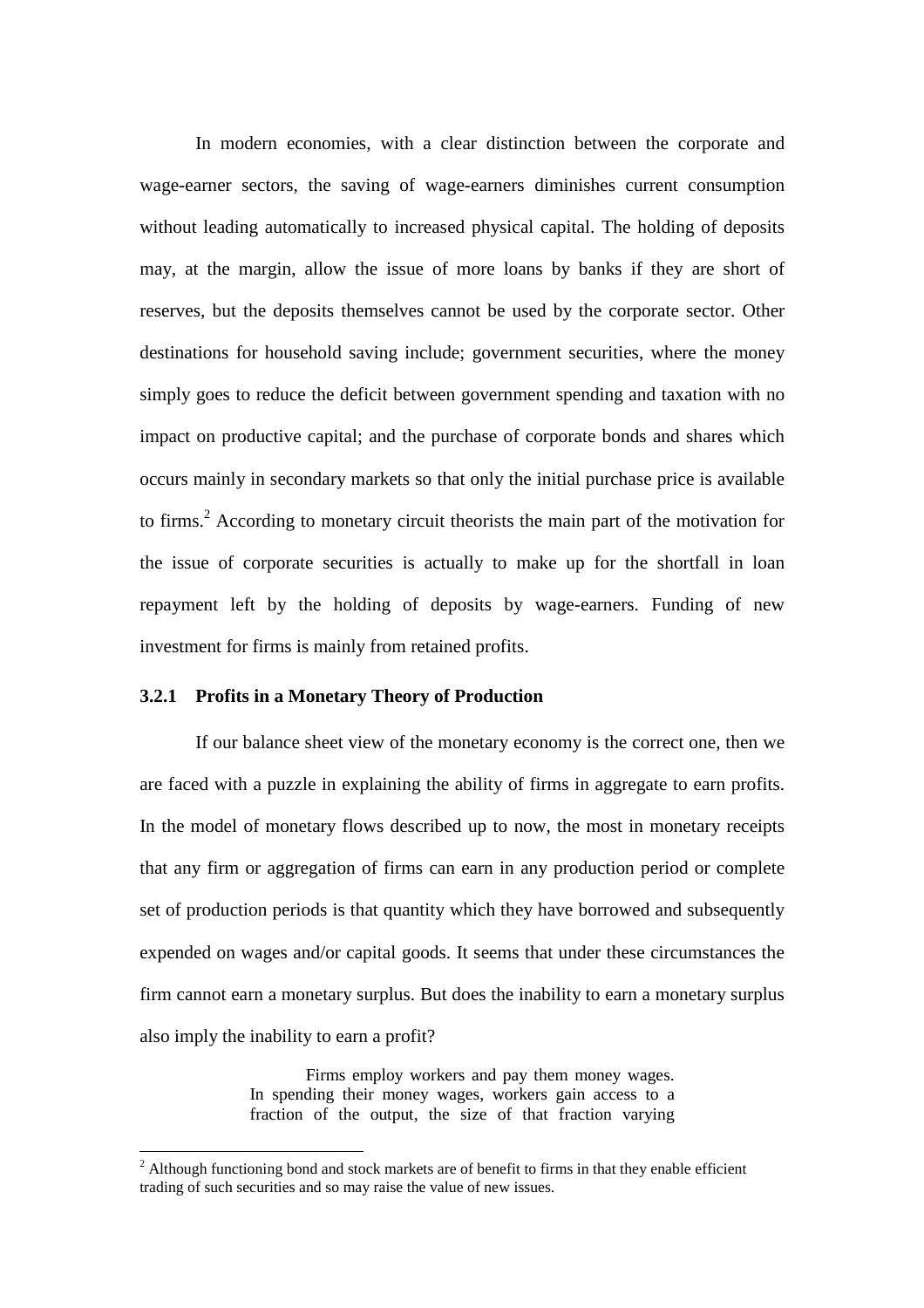In modern economies, with a clear distinction between the corporate and wage-earner sectors, the saving of wage-earners diminishes current consumption without leading automatically to increased physical capital. The holding of deposits may, at the margin, allow the issue of more loans by banks if they are short of reserves, but the deposits themselves cannot be used by the corporate sector. Other destinations for household saving include; government securities, where the money simply goes to reduce the deficit between government spending and taxation with no impact on productive capital; and the purchase of corporate bonds and shares which occurs mainly in secondary markets so that only the initial purchase price is available to firms.[2] According to monetary circuit theorists the main part of the motivation for the issue of corporate securities is actually to make up for the shortfall in loan repayment left by the holding of deposits by wage-earners. Funding of new investment for firms is mainly from retained profits.

### 3.2.1 Profits in a Monetary Theory of Production

If our balance sheet view of the monetary economy is the correct one, then we are faced with a puzzle in explaining the ability of firms in aggregate to earn profits. In the model of monetary flows described up to now, the most in monetary receipts that any firm or aggregation of firms can earn in any production period or complete set of production periods is that quantity which they have borrowed and subsequently expended on wages and/or capital goods. It seems that under these circumstances the firm cannot earn a monetary surplus. But does the inability to earn a monetary surplus also imply the inability to earn a profit?

> Firms employ workers and pay them money wages. In spending their money wages, workers gain access to a fraction of the output, the size of that fraction varying

[2] Although functioning bond and stock markets are of benefit to firms in that they enable efficient trading of such securities and so may raise the value of new issues.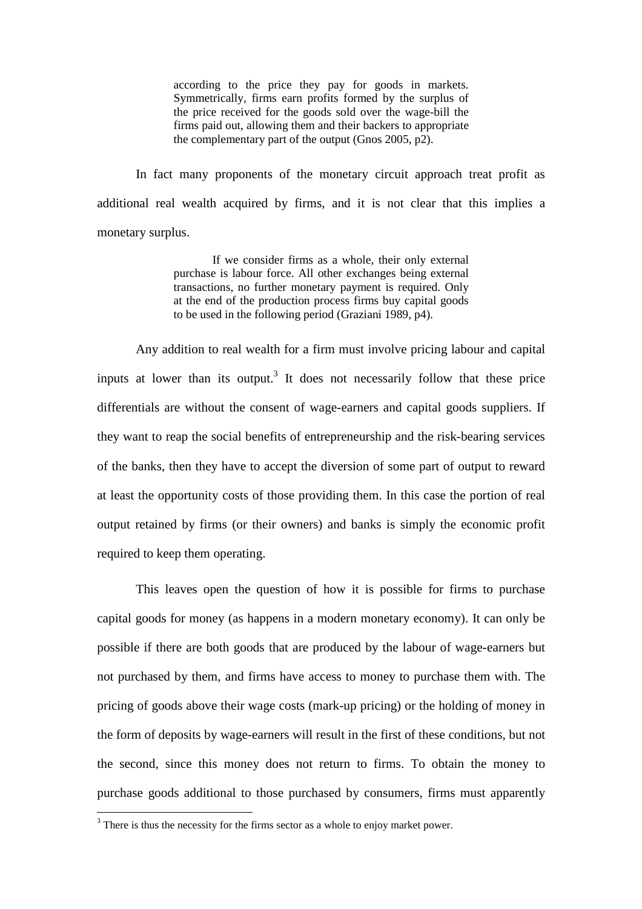> according to the price they pay for goods in markets. Symmetrically, firms earn profits formed by the surplus of the price received for the goods sold over the wage-bill the firms paid out, allowing them and their backers to appropriate the complementary part of the output (Gnos 2005, p2).

In fact many proponents of the monetary circuit approach treat profit as additional real wealth acquired by firms, and it is not clear that this implies a monetary surplus.

> If we consider firms as a whole, their only external purchase is labour force. All other exchanges being external transactions, no further monetary payment is required. Only at the end of the production process firms buy capital goods to be used in the following period (Graziani 1989, p4).

Any addition to real wealth for a firm must involve pricing labour and capital inputs at lower than its output.[3] It does not necessarily follow that these price differentials are without the consent of wage-earners and capital goods suppliers. If they want to reap the social benefits of entrepreneurship and the risk-bearing services of the banks, then they have to accept the diversion of some part of output to reward at least the opportunity costs of those providing them. In this case the portion of real output retained by firms (or their owners) and banks is simply the economic profit required to keep them operating.

This leaves open the question of how it is possible for firms to purchase capital goods for money (as happens in a modern monetary economy). It can only be possible if there are both goods that are produced by the labour of wage-earners but not purchased by them, and firms have access to money to purchase them with. The pricing of goods above their wage costs (mark-up pricing) or the holding of money in the form of deposits by wage-earners will result in the first of these conditions, but not the second, since this money does not return to firms. To obtain the money to purchase goods additional to those purchased by consumers, firms must apparently

[3] There is thus the necessity for the firms sector as a whole to enjoy market power.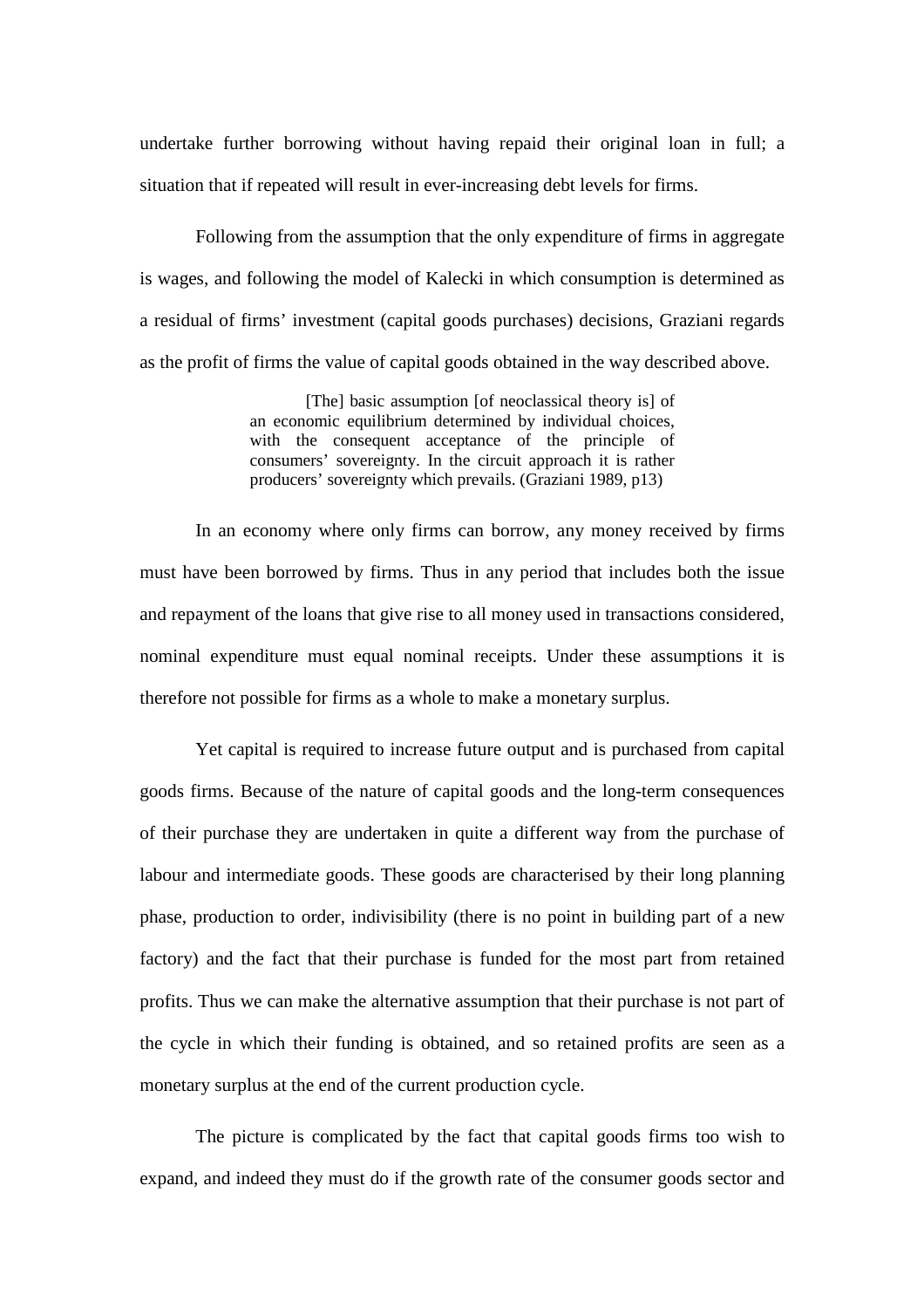undertake further borrowing without having repaid their original loan in full; a situation that if repeated will result in ever-increasing debt levels for firms.

Following from the assumption that the only expenditure of firms in aggregate is wages, and following the model of Kalecki in which consumption is determined as a residual of firms' investment (capital goods purchases) decisions, Graziani regards as the profit of firms the value of capital goods obtained in the way described above.

> [The] basic assumption [of neoclassical theory is] of an economic equilibrium determined by individual choices, with the consequent acceptance of the principle of consumers' sovereignty. In the circuit approach it is rather producers' sovereignty which prevails. (Graziani 1989, p13)

In an economy where only firms can borrow, any money received by firms must have been borrowed by firms. Thus in any period that includes both the issue and repayment of the loans that give rise to all money used in transactions considered, nominal expenditure must equal nominal receipts. Under these assumptions it is therefore not possible for firms as a whole to make a monetary surplus.

Yet capital is required to increase future output and is purchased from capital goods firms. Because of the nature of capital goods and the long-term consequences of their purchase they are undertaken in quite a different way from the purchase of labour and intermediate goods. These goods are characterised by their long planning phase, production to order, indivisibility (there is no point in building part of a new factory) and the fact that their purchase is funded for the most part from retained profits. Thus we can make the alternative assumption that their purchase is not part of the cycle in which their funding is obtained, and so retained profits are seen as a monetary surplus at the end of the current production cycle.

The picture is complicated by the fact that capital goods firms too wish to expand, and indeed they must do if the growth rate of the consumer goods sector and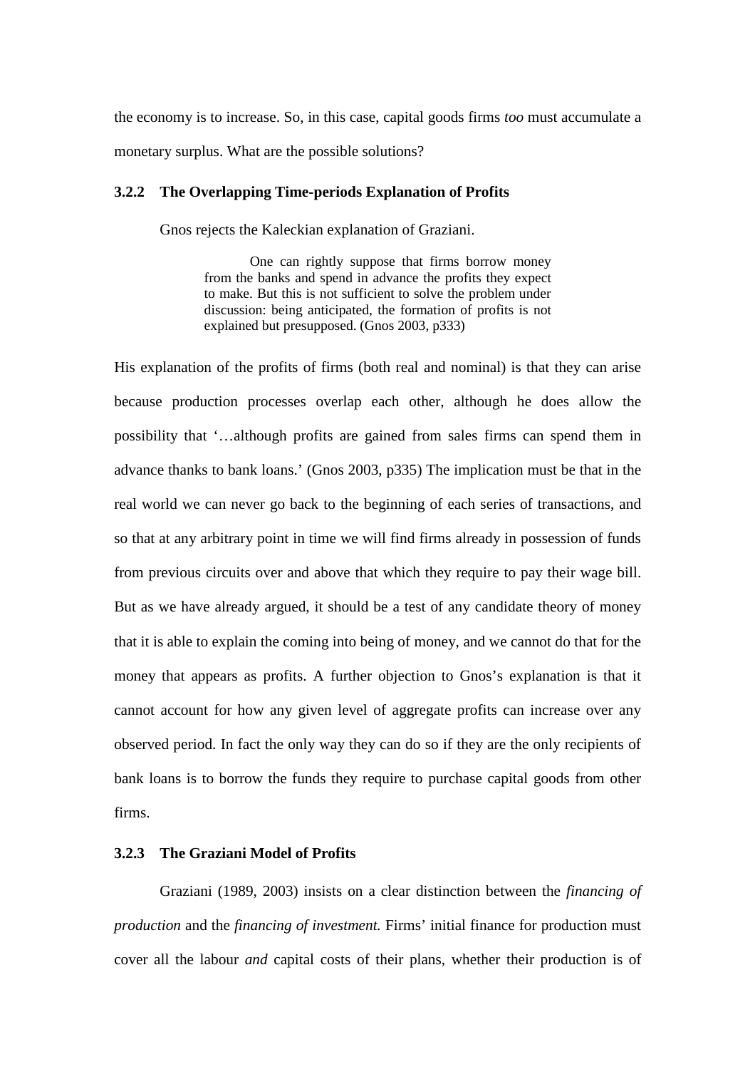the economy is to increase. So, in this case, capital goods firms *too* must accumulate a monetary surplus. What are the possible solutions?

### 3.2.2 The Overlapping Time-periods Explanation of Profits

Gnos rejects the Kaleckian explanation of Graziani.

> One can rightly suppose that firms borrow money from the banks and spend in advance the profits they expect to make. But this is not sufficient to solve the problem under discussion: being anticipated, the formation of profits is not explained but presupposed. (Gnos 2003, p333)

His explanation of the profits of firms (both real and nominal) is that they can arise because production processes overlap each other, although he does allow the possibility that '…although profits are gained from sales firms can spend them in advance thanks to bank loans.' (Gnos 2003, p335) The implication must be that in the real world we can never go back to the beginning of each series of transactions, and so that at any arbitrary point in time we will find firms already in possession of funds from previous circuits over and above that which they require to pay their wage bill. But as we have already argued, it should be a test of any candidate theory of money that it is able to explain the coming into being of money, and we cannot do that for the money that appears as profits. A further objection to Gnos's explanation is that it cannot account for how any given level of aggregate profits can increase over any observed period. In fact the only way they can do so if they are the only recipients of bank loans is to borrow the funds they require to purchase capital goods from other firms.

### 3.2.3 The Graziani Model of Profits

Graziani (1989, 2003) insists on a clear distinction between the *financing of production* and the *financing of investment.* Firms' initial finance for production must cover all the labour *and* capital costs of their plans, whether their production is of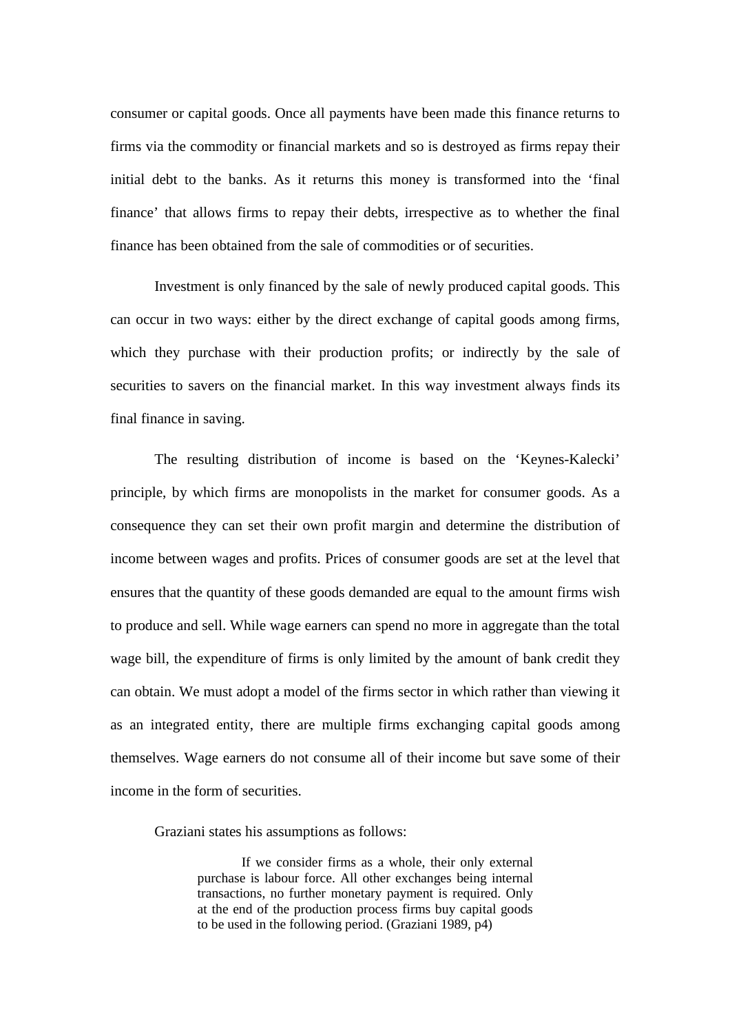consumer or capital goods. Once all payments have been made this finance returns to firms via the commodity or financial markets and so is destroyed as firms repay their initial debt to the banks. As it returns this money is transformed into the 'final finance' that allows firms to repay their debts, irrespective as to whether the final finance has been obtained from the sale of commodities or of securities.

Investment is only financed by the sale of newly produced capital goods. This can occur in two ways: either by the direct exchange of capital goods among firms, which they purchase with their production profits; or indirectly by the sale of securities to savers on the financial market. In this way investment always finds its final finance in saving.

The resulting distribution of income is based on the 'Keynes-Kalecki' principle, by which firms are monopolists in the market for consumer goods. As a consequence they can set their own profit margin and determine the distribution of income between wages and profits. Prices of consumer goods are set at the level that ensures that the quantity of these goods demanded are equal to the amount firms wish to produce and sell. While wage earners can spend no more in aggregate than the total wage bill, the expenditure of firms is only limited by the amount of bank credit they can obtain. We must adopt a model of the firms sector in which rather than viewing it as an integrated entity, there are multiple firms exchanging capital goods among themselves. Wage earners do not consume all of their income but save some of their income in the form of securities.

Graziani states his assumptions as follows:

> If we consider firms as a whole, their only external purchase is labour force. All other exchanges being internal transactions, no further monetary payment is required. Only at the end of the production process firms buy capital goods to be used in the following period. (Graziani 1989, p4)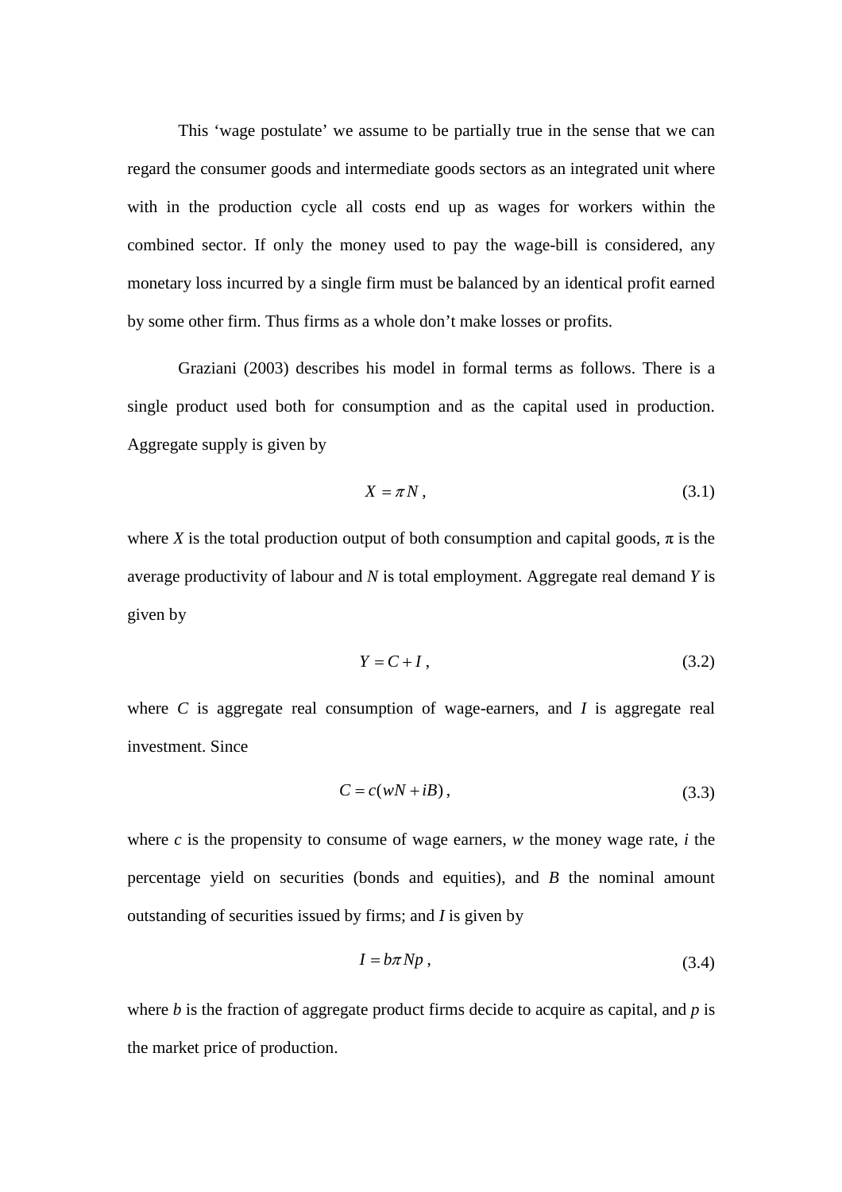This 'wage postulate' we assume to be partially true in the sense that we can regard the consumer goods and intermediate goods sectors as an integrated unit where with in the production cycle all costs end up as wages for workers within the combined sector. If only the money used to pay the wage-bill is considered, any monetary loss incurred by a single firm must be balanced by an identical profit earned by some other firm. Thus firms as a whole don't make losses or profits.

Graziani (2003) describes his model in formal terms as follows. There is a single product used both for consumption and as the capital used in production. Aggregate supply is given by

$$X = \pi N\,, \tag{3.1}$$

where $X$ is the total production output of both consumption and capital goods, $\pi$ is the average productivity of labour and $N$ is total employment. Aggregate real demand $Y$ is given by

$$Y = C + I\,, \tag{3.2}$$

where $C$ is aggregate real consumption of wage-earners, and $I$ is aggregate real investment. Since

$$C = c(wN + iB)\,, \tag{3.3}$$

where $c$ is the propensity to consume of wage earners, $w$ the money wage rate, $i$ the percentage yield on securities (bonds and equities), and $B$ the nominal amount outstanding of securities issued by firms; and $I$ is given by

$$I = b\pi Np\,, \tag{3.4}$$

where $b$ is the fraction of aggregate product firms decide to acquire as capital, and $p$ is the market price of production.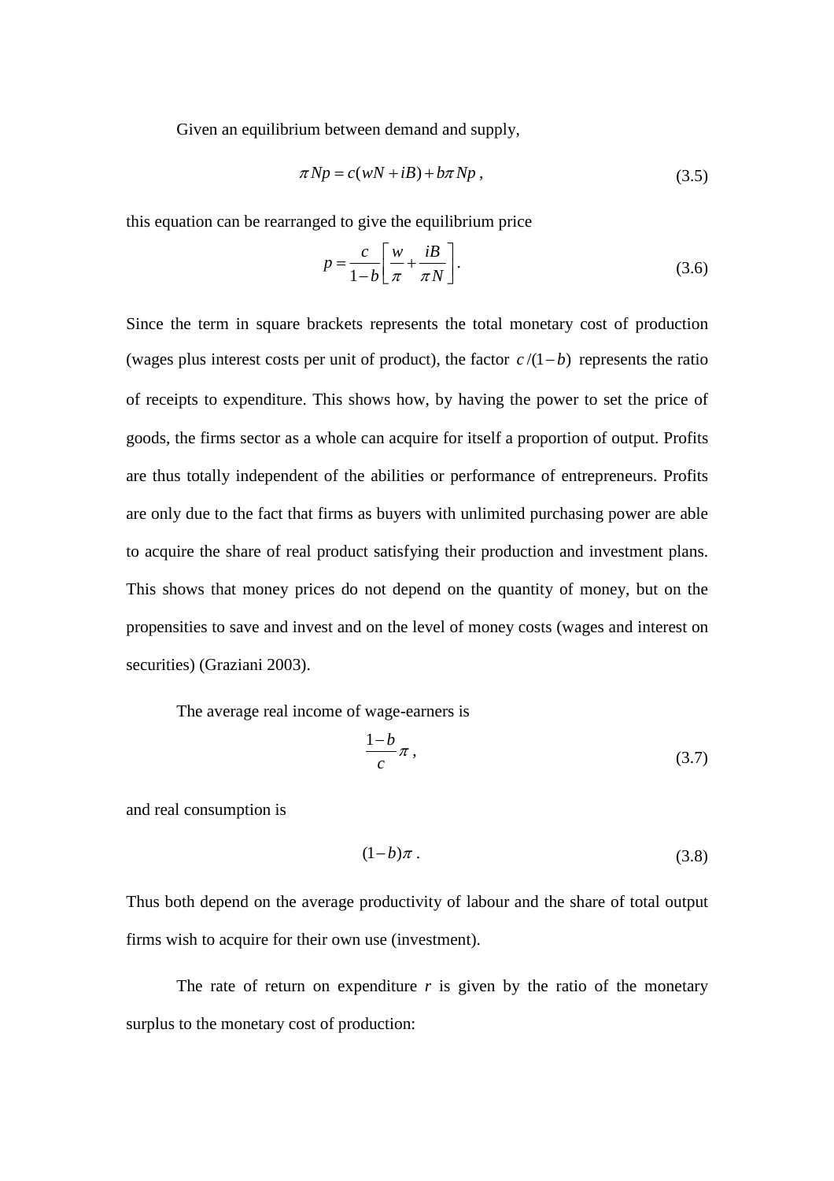Given an equilibrium between demand and supply,

$$\pi Np = c(wN + iB) + b\pi Np\,, \tag{3.5}$$

this equation can be rearranged to give the equilibrium price

$$p = \frac{c}{1-b}\left[\frac{w}{\pi} + \frac{iB}{\pi N}\right]. \tag{3.6}$$

Since the term in square brackets represents the total monetary cost of production (wages plus interest costs per unit of product), the factor $c/(1-b)$ represents the ratio of receipts to expenditure. This shows how, by having the power to set the price of goods, the firms sector as a whole can acquire for itself a proportion of output. Profits are thus totally independent of the abilities or performance of entrepreneurs. Profits are only due to the fact that firms as buyers with unlimited purchasing power are able to acquire the share of real product satisfying their production and investment plans. This shows that money prices do not depend on the quantity of money, but on the propensities to save and invest and on the level of money costs (wages and interest on securities) (Graziani 2003).

The average real income of wage-earners is

$$\frac{1-b}{c}\pi\,, \tag{3.7}$$

and real consumption is

$$(1-b)\pi\,. \tag{3.8}$$

Thus both depend on the average productivity of labour and the share of total output firms wish to acquire for their own use (investment).

The rate of return on expenditure $r$ is given by the ratio of the monetary surplus to the monetary cost of production: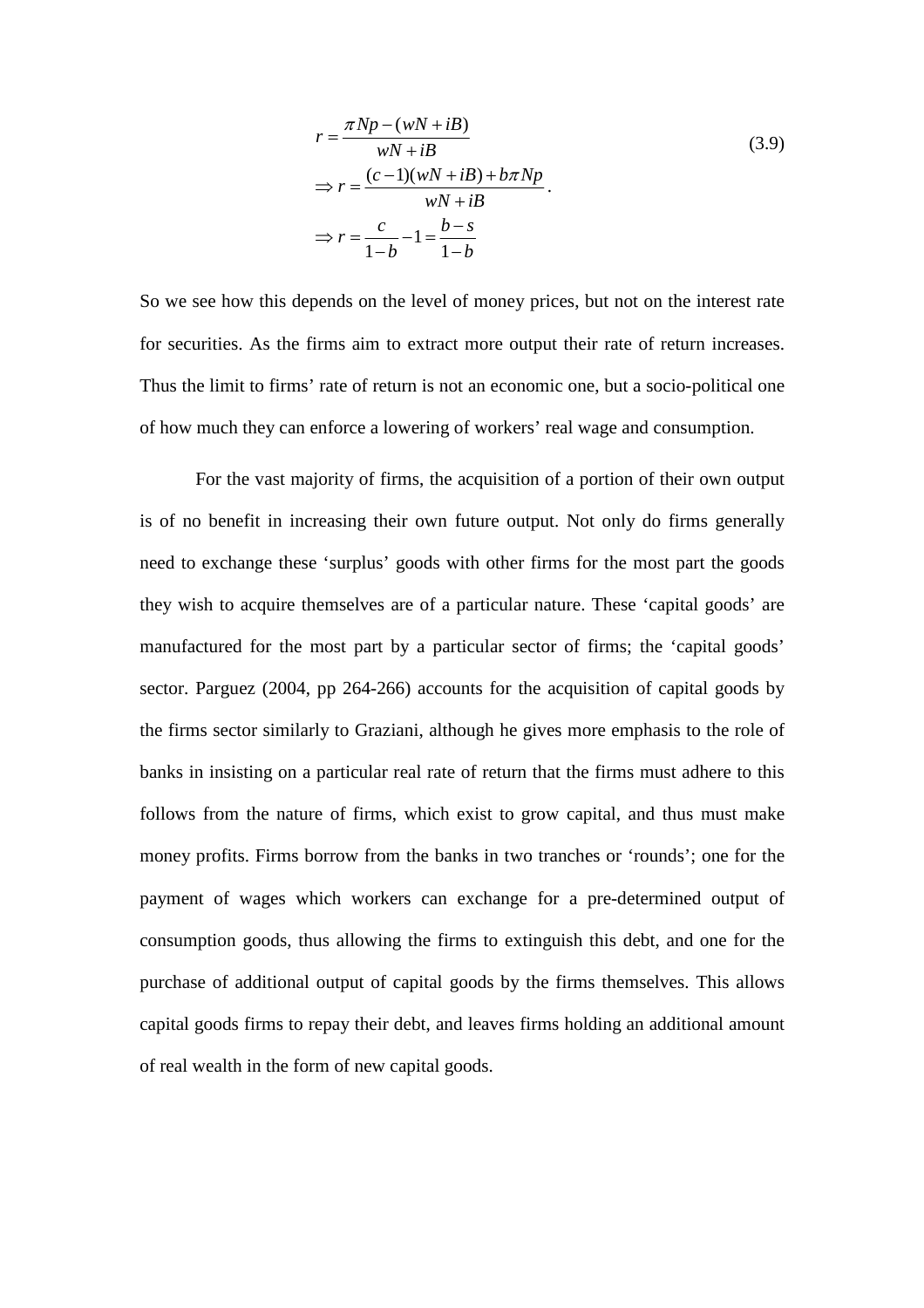$$
\begin{aligned}
& r = \frac{\pi Np - (wN + iB)}{wN + iB} \\
& \Rightarrow r = \frac{(c-1)(wN + iB) + b\pi Np}{wN + iB}. \\
& \Rightarrow r = \frac{c}{1-b} - 1 = \frac{b-s}{1-b}
\end{aligned}
\tag{3.9}
$$

So we see how this depends on the level of money prices, but not on the interest rate for securities. As the firms aim to extract more output their rate of return increases. Thus the limit to firms' rate of return is not an economic one, but a socio-political one of how much they can enforce a lowering of workers' real wage and consumption.

For the vast majority of firms, the acquisition of a portion of their own output is of no benefit in increasing their own future output. Not only do firms generally need to exchange these 'surplus' goods with other firms for the most part the goods they wish to acquire themselves are of a particular nature. These 'capital goods' are manufactured for the most part by a particular sector of firms; the 'capital goods' sector. Parguez (2004, pp 264-266) accounts for the acquisition of capital goods by the firms sector similarly to Graziani, although he gives more emphasis to the role of banks in insisting on a particular real rate of return that the firms must adhere to this follows from the nature of firms, which exist to grow capital, and thus must make money profits. Firms borrow from the banks in two tranches or 'rounds'; one for the payment of wages which workers can exchange for a pre-determined output of consumption goods, thus allowing the firms to extinguish this debt, and one for the purchase of additional output of capital goods by the firms themselves. This allows capital goods firms to repay their debt, and leaves firms holding an additional amount of real wealth in the form of new capital goods.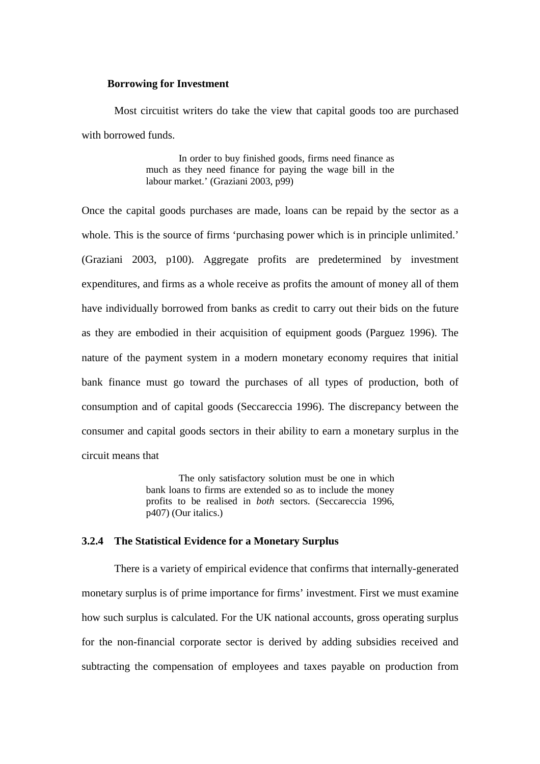**Borrowing for Investment**

Most circuitist writers do take the view that capital goods too are purchased with borrowed funds.

> In order to buy finished goods, firms need finance as much as they need finance for paying the wage bill in the labour market.' (Graziani 2003, p99)

Once the capital goods purchases are made, loans can be repaid by the sector as a whole. This is the source of firms 'purchasing power which is in principle unlimited.' (Graziani 2003, p100). Aggregate profits are predetermined by investment expenditures, and firms as a whole receive as profits the amount of money all of them have individually borrowed from banks as credit to carry out their bids on the future as they are embodied in their acquisition of equipment goods (Parguez 1996). The nature of the payment system in a modern monetary economy requires that initial bank finance must go toward the purchases of all types of production, both of consumption and of capital goods (Seccareccia 1996). The discrepancy between the consumer and capital goods sectors in their ability to earn a monetary surplus in the circuit means that

> The only satisfactory solution must be one in which bank loans to firms are extended so as to include the money profits to be realised in *both* sectors. (Seccareccia 1996, p407) (Our italics.)

### 3.2.4 The Statistical Evidence for a Monetary Surplus

There is a variety of empirical evidence that confirms that internally-generated monetary surplus is of prime importance for firms' investment. First we must examine how such surplus is calculated. For the UK national accounts, gross operating surplus for the non-financial corporate sector is derived by adding subsidies received and subtracting the compensation of employees and taxes payable on production from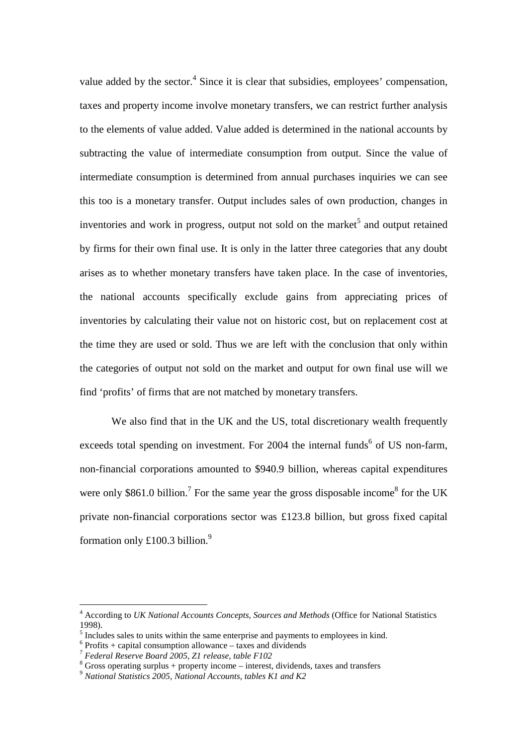value added by the sector.[4] Since it is clear that subsidies, employees' compensation, taxes and property income involve monetary transfers, we can restrict further analysis to the elements of value added. Value added is determined in the national accounts by subtracting the value of intermediate consumption from output. Since the value of intermediate consumption is determined from annual purchases inquiries we can see this too is a monetary transfer. Output includes sales of own production, changes in inventories and work in progress, output not sold on the market[5] and output retained by firms for their own final use. It is only in the latter three categories that any doubt arises as to whether monetary transfers have taken place. In the case of inventories, the national accounts specifically exclude gains from appreciating prices of inventories by calculating their value not on historic cost, but on replacement cost at the time they are used or sold. Thus we are left with the conclusion that only within the categories of output not sold on the market and output for own final use will we find 'profits' of firms that are not matched by monetary transfers.

We also find that in the UK and the US, total discretionary wealth frequently exceeds total spending on investment. For 2004 the internal funds[6] of US non-farm, non-financial corporations amounted to $940.9 billion, whereas capital expenditures were only $861.0 billion.[7] For the same year the gross disposable income[8] for the UK private non-financial corporations sector was £123.8 billion, but gross fixed capital formation only £100.3 billion.[9]

---

[4] According to *UK National Accounts Concepts, Sources and Methods* (Office for National Statistics 1998).

[5] Includes sales to units within the same enterprise and payments to employees in kind.

[6] Profits + capital consumption allowance – taxes and dividends

[7] *Federal Reserve Board 2005, Z1 release, table F102*

[8] Gross operating surplus + property income – interest, dividends, taxes and transfers

[9] *National Statistics 2005, National Accounts, tables K1 and K2*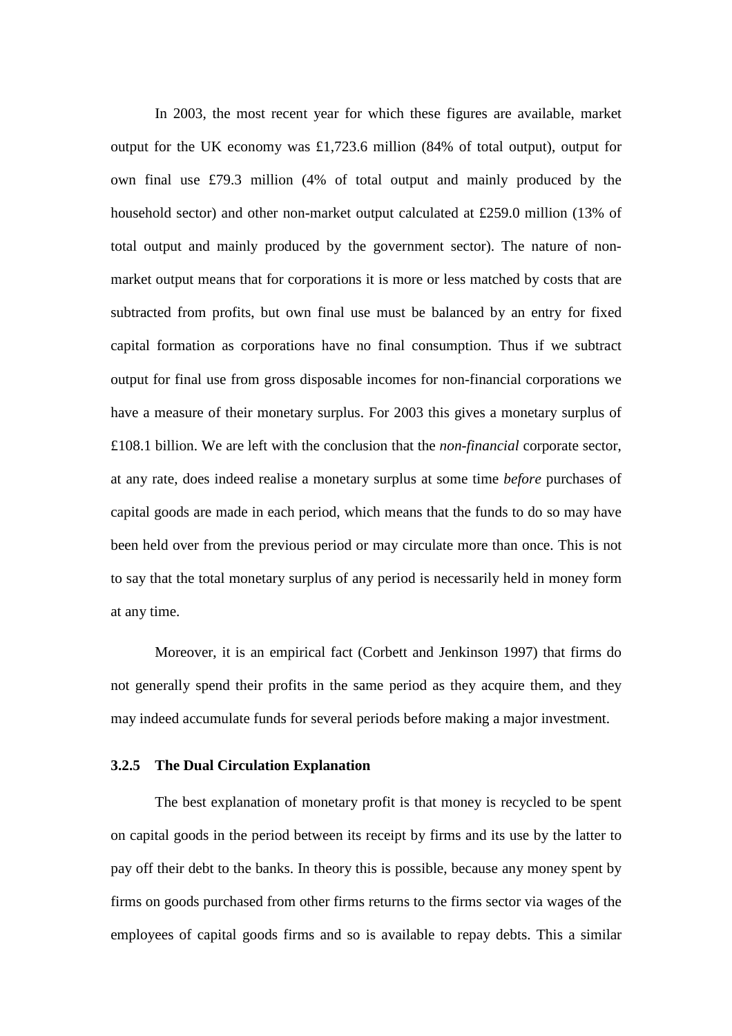In 2003, the most recent year for which these figures are available, market output for the UK economy was £1,723.6 million (84% of total output), output for own final use £79.3 million (4% of total output and mainly produced by the household sector) and other non-market output calculated at £259.0 million (13% of total output and mainly produced by the government sector). The nature of non-market output means that for corporations it is more or less matched by costs that are subtracted from profits, but own final use must be balanced by an entry for fixed capital formation as corporations have no final consumption. Thus if we subtract output for final use from gross disposable incomes for non-financial corporations we have a measure of their monetary surplus. For 2003 this gives a monetary surplus of £108.1 billion. We are left with the conclusion that the *non-financial* corporate sector, at any rate, does indeed realise a monetary surplus at some time *before* purchases of capital goods are made in each period, which means that the funds to do so may have been held over from the previous period or may circulate more than once. This is not to say that the total monetary surplus of any period is necessarily held in money form at any time.

Moreover, it is an empirical fact (Corbett and Jenkinson 1997) that firms do not generally spend their profits in the same period as they acquire them, and they may indeed accumulate funds for several periods before making a major investment.

### 3.2.5 The Dual Circulation Explanation

The best explanation of monetary profit is that money is recycled to be spent on capital goods in the period between its receipt by firms and its use by the latter to pay off their debt to the banks. In theory this is possible, because any money spent by firms on goods purchased from other firms returns to the firms sector via wages of the employees of capital goods firms and so is available to repay debts. This a similar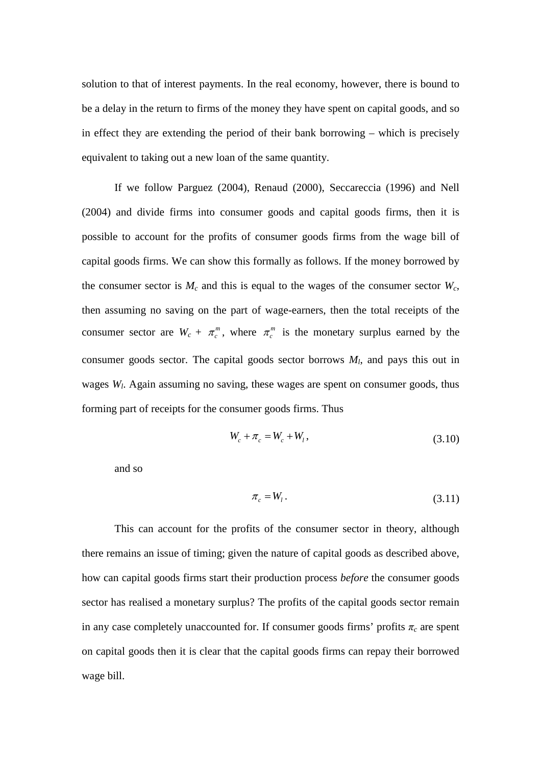solution to that of interest payments. In the real economy, however, there is bound to be a delay in the return to firms of the money they have spent on capital goods, and so in effect they are extending the period of their bank borrowing – which is precisely equivalent to taking out a new loan of the same quantity.

If we follow Parguez (2004), Renaud (2000), Seccareccia (1996) and Nell (2004) and divide firms into consumer goods and capital goods firms, then it is possible to account for the profits of consumer goods firms from the wage bill of capital goods firms. We can show this formally as follows. If the money borrowed by the consumer sector is $M_c$ and this is equal to the wages of the consumer sector $W_c$, then assuming no saving on the part of wage-earners, then the total receipts of the consumer sector are $W_c + \pi_c^m$, where $\pi_c^m$ is the monetary surplus earned by the consumer goods sector. The capital goods sector borrows $M_l$, and pays this out in wages $W_l$. Again assuming no saving, these wages are spent on consumer goods, thus forming part of receipts for the consumer goods firms. Thus

$$W_c + \pi_c = W_c + W_l, \tag{3.10}$$

and so

$$\pi_c = W_l. \tag{3.11}$$

This can account for the profits of the consumer sector in theory, although there remains an issue of timing; given the nature of capital goods as described above, how can capital goods firms start their production process *before* the consumer goods sector has realised a monetary surplus? The profits of the capital goods sector remain in any case completely unaccounted for. If consumer goods firms' profits $\pi_c$ are spent on capital goods then it is clear that the capital goods firms can repay their borrowed wage bill.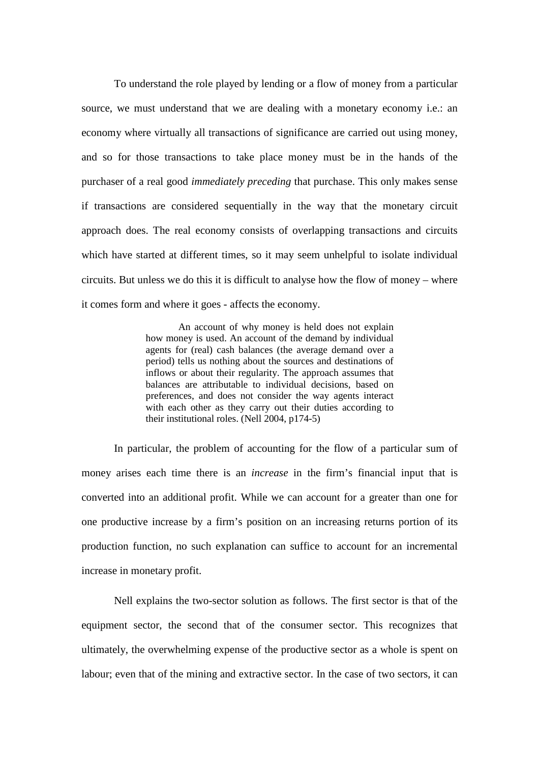To understand the role played by lending or a flow of money from a particular source, we must understand that we are dealing with a monetary economy i.e.: an economy where virtually all transactions of significance are carried out using money, and so for those transactions to take place money must be in the hands of the purchaser of a real good *immediately preceding* that purchase. This only makes sense if transactions are considered sequentially in the way that the monetary circuit approach does. The real economy consists of overlapping transactions and circuits which have started at different times, so it may seem unhelpful to isolate individual circuits. But unless we do this it is difficult to analyse how the flow of money – where it comes form and where it goes - affects the economy.

> An account of why money is held does not explain how money is used. An account of the demand by individual agents for (real) cash balances (the average demand over a period) tells us nothing about the sources and destinations of inflows or about their regularity. The approach assumes that balances are attributable to individual decisions, based on preferences, and does not consider the way agents interact with each other as they carry out their duties according to their institutional roles. (Nell 2004, p174-5)

In particular, the problem of accounting for the flow of a particular sum of money arises each time there is an *increase* in the firm's financial input that is converted into an additional profit. While we can account for a greater than one for one productive increase by a firm's position on an increasing returns portion of its production function, no such explanation can suffice to account for an incremental increase in monetary profit.

Nell explains the two-sector solution as follows. The first sector is that of the equipment sector, the second that of the consumer sector. This recognizes that ultimately, the overwhelming expense of the productive sector as a whole is spent on labour; even that of the mining and extractive sector. In the case of two sectors, it can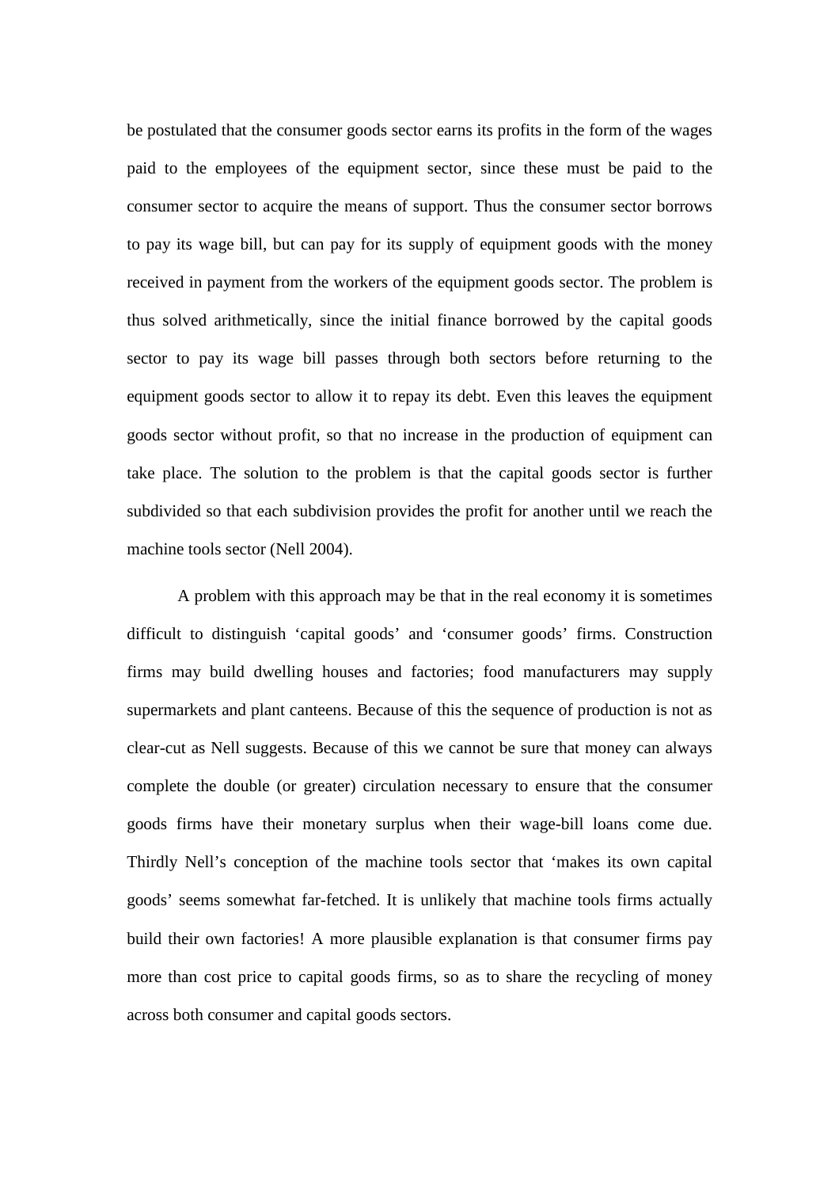be postulated that the consumer goods sector earns its profits in the form of the wages paid to the employees of the equipment sector, since these must be paid to the consumer sector to acquire the means of support. Thus the consumer sector borrows to pay its wage bill, but can pay for its supply of equipment goods with the money received in payment from the workers of the equipment goods sector. The problem is thus solved arithmetically, since the initial finance borrowed by the capital goods sector to pay its wage bill passes through both sectors before returning to the equipment goods sector to allow it to repay its debt. Even this leaves the equipment goods sector without profit, so that no increase in the production of equipment can take place. The solution to the problem is that the capital goods sector is further subdivided so that each subdivision provides the profit for another until we reach the machine tools sector (Nell 2004).

A problem with this approach may be that in the real economy it is sometimes difficult to distinguish 'capital goods' and 'consumer goods' firms. Construction firms may build dwelling houses and factories; food manufacturers may supply supermarkets and plant canteens. Because of this the sequence of production is not as clear-cut as Nell suggests. Because of this we cannot be sure that money can always complete the double (or greater) circulation necessary to ensure that the consumer goods firms have their monetary surplus when their wage-bill loans come due. Thirdly Nell's conception of the machine tools sector that 'makes its own capital goods' seems somewhat far-fetched. It is unlikely that machine tools firms actually build their own factories! A more plausible explanation is that consumer firms pay more than cost price to capital goods firms, so as to share the recycling of money across both consumer and capital goods sectors.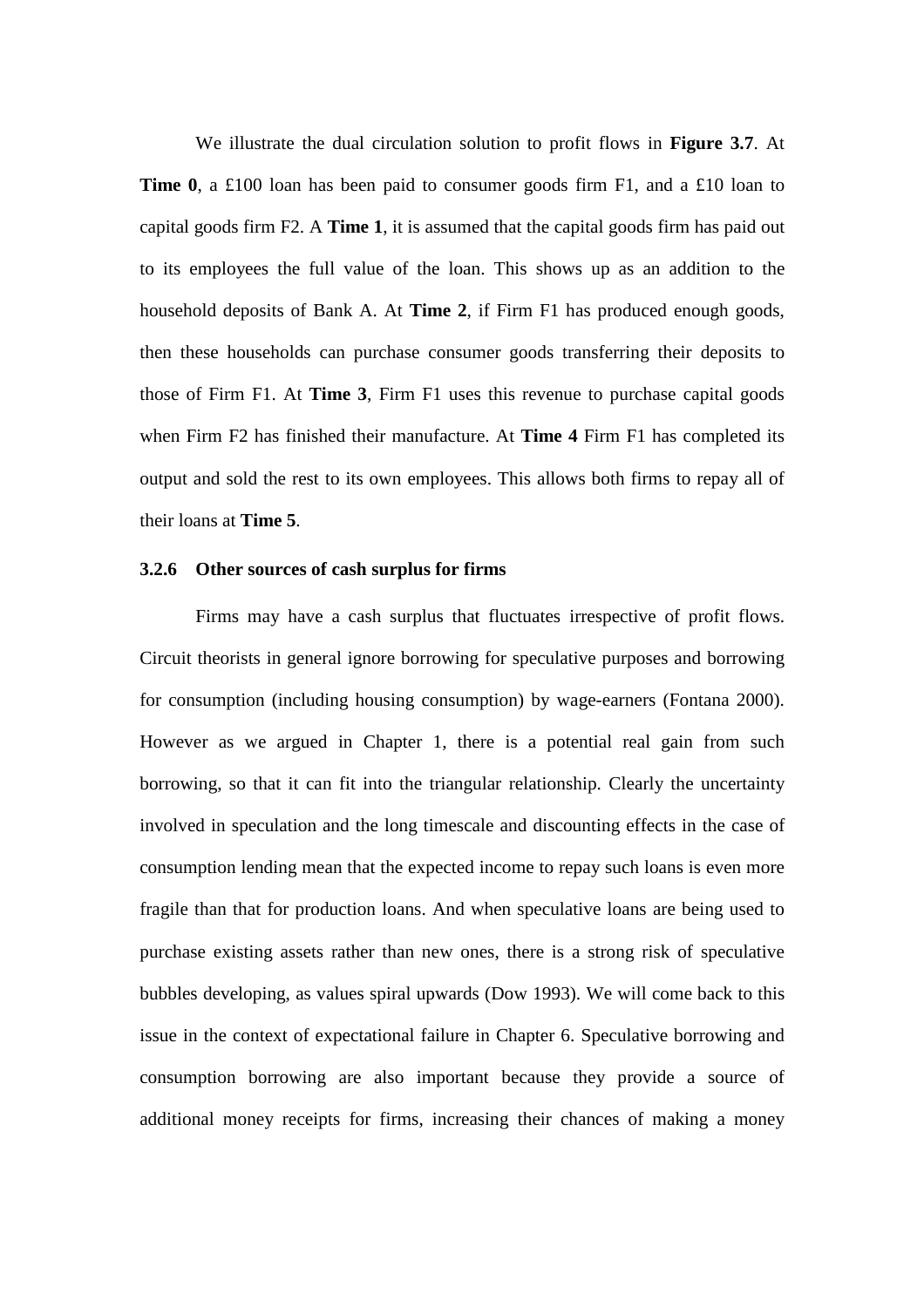We illustrate the dual circulation solution to profit flows in **Figure 3.7**. At **Time 0**, a £100 loan has been paid to consumer goods firm F1, and a £10 loan to capital goods firm F2. A **Time 1**, it is assumed that the capital goods firm has paid out to its employees the full value of the loan. This shows up as an addition to the household deposits of Bank A. At **Time 2**, if Firm F1 has produced enough goods, then these households can purchase consumer goods transferring their deposits to those of Firm F1. At **Time 3**, Firm F1 uses this revenue to purchase capital goods when Firm F2 has finished their manufacture. At **Time 4** Firm F1 has completed its output and sold the rest to its own employees. This allows both firms to repay all of their loans at **Time 5**.

### 3.2.6 Other sources of cash surplus for firms

Firms may have a cash surplus that fluctuates irrespective of profit flows. Circuit theorists in general ignore borrowing for speculative purposes and borrowing for consumption (including housing consumption) by wage-earners (Fontana 2000). However as we argued in Chapter 1, there is a potential real gain from such borrowing, so that it can fit into the triangular relationship. Clearly the uncertainty involved in speculation and the long timescale and discounting effects in the case of consumption lending mean that the expected income to repay such loans is even more fragile than that for production loans. And when speculative loans are being used to purchase existing assets rather than new ones, there is a strong risk of speculative bubbles developing, as values spiral upwards (Dow 1993). We will come back to this issue in the context of expectational failure in Chapter 6. Speculative borrowing and consumption borrowing are also important because they provide a source of additional money receipts for firms, increasing their chances of making a money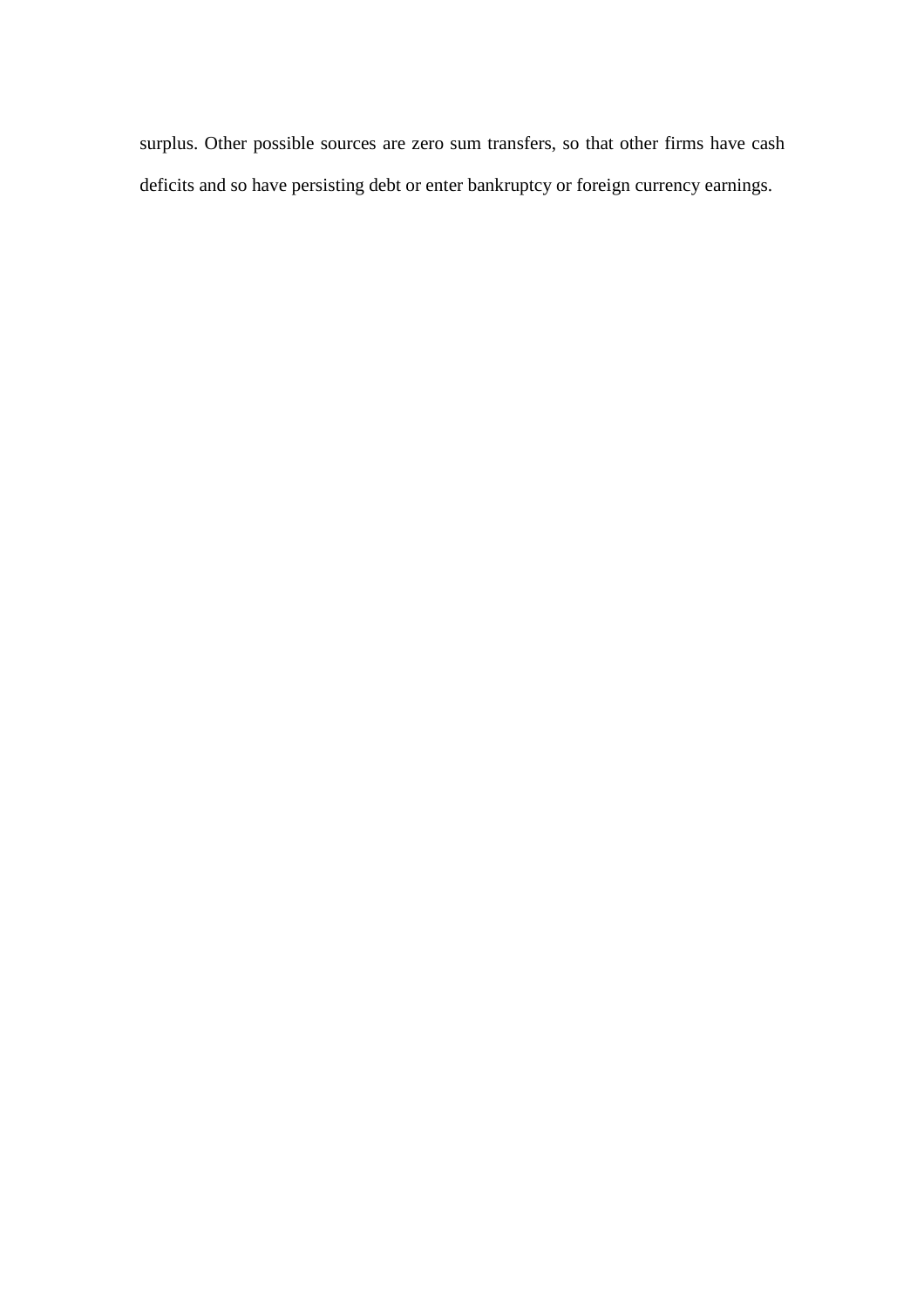surplus. Other possible sources are zero sum transfers, so that other firms have cash deficits and so have persisting debt or enter bankruptcy or foreign currency earnings.